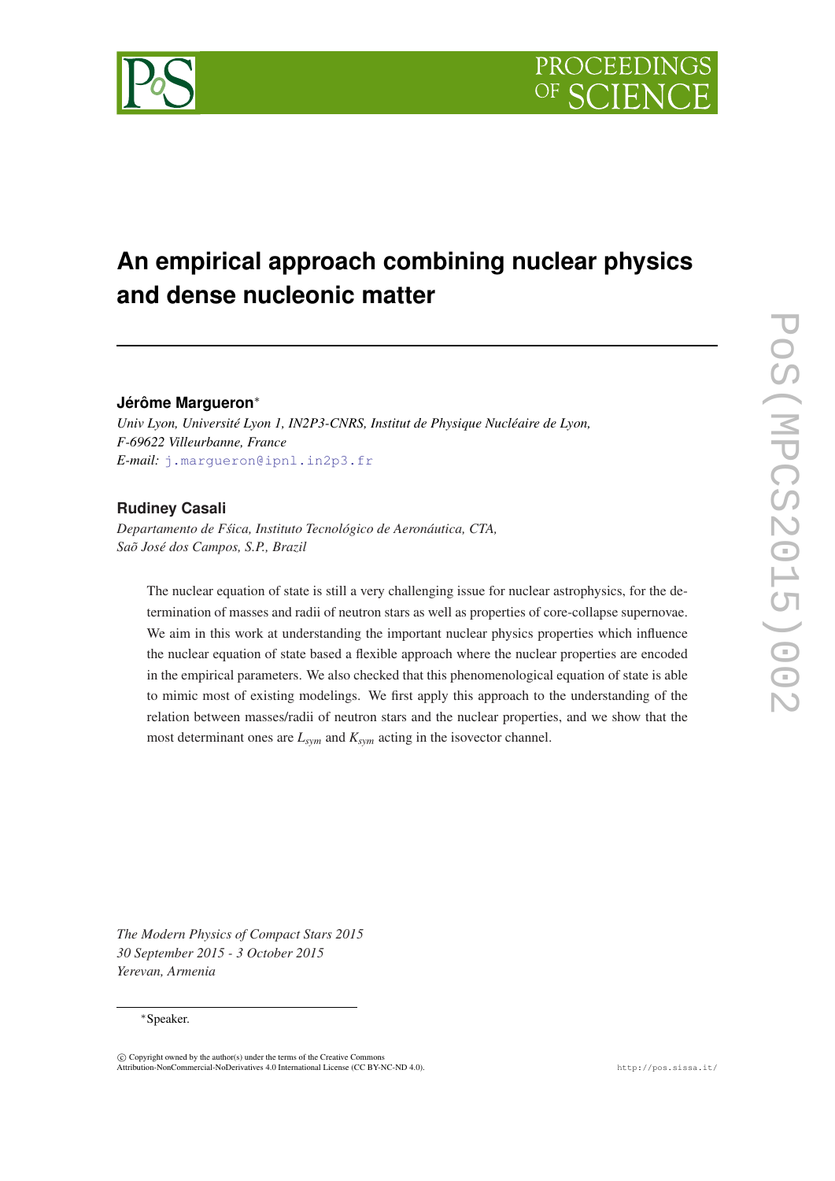# An empirical approach combining nuclear physics and dense nucleonic matter

**Jérôme Margueron***

*Univ Lyon, Université Lyon 1, IN2P3-CNRS, Institut de Physique Nucléaire de Lyon, F-69622 Villeurbanne, France*

*E-mail:* j.margueron@ipnl.in2p3.fr

**Rudiney Casali**

*Departamento de Fśica, Instituto Tecnológico de Aeronáutica, CTA, São José dos Campos, S.P., Brazil*

The nuclear equation of state is still a very challenging issue for nuclear astrophysics, for the determination of masses and radii of neutron stars as well as properties of core-collapse supernovae. We aim in this work at understanding the important nuclear physics properties which influence the nuclear equation of state based a flexible approach where the nuclear properties are encoded in the empirical parameters. We also checked that this phenomenological equation of state is able to mimic most of existing modelings. We first apply this approach to the understanding of the relation between masses/radii of neutron stars and the nuclear properties, and we show that the most determinant ones are $L_{sym}$ and $K_{sym}$ acting in the isovector channel.

*The Modern Physics of Compact Stars 2015*
*30 September 2015 - 3 October 2015*
*Yerevan, Armenia*

*Speaker.

© Copyright owned by the author(s) under the terms of the Creative Commons Attribution-NonCommercial-NoDerivatives 4.0 International License (CC BY-NC-ND 4.0).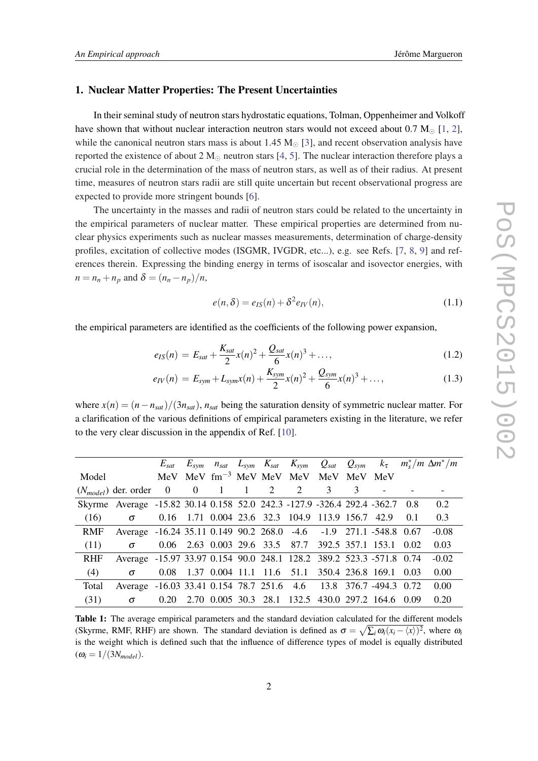## 1. Nuclear Matter Properties: The Present Uncertainties

In their seminal study of neutron stars hydrostatic equations, Tolman, Oppenheimer and Volkoff have shown that without nuclear interaction neutron stars would not exceed about 0.7 $M_\odot$ [1, 2], while the canonical neutron stars mass is about 1.45 $M_\odot$ [3], and recent observation analysis have reported the existence of about 2 $M_\odot$ neutron stars [4, 5]. The nuclear interaction therefore plays a crucial role in the determination of the mass of neutron stars, as well as of their radius. At present time, measures of neutron stars radii are still quite uncertain but recent observational progress are expected to provide more stringent bounds [6].

The uncertainty in the masses and radii of neutron stars could be related to the uncertainty in the empirical parameters of nuclear matter. These empirical properties are determined from nuclear physics experiments such as nuclear masses measurements, determination of charge-density profiles, excitation of collective modes (ISGMR, IVGDR, etc...), e.g. see Refs. [7, 8, 9] and references therein. Expressing the binding energy in terms of isoscalar and isovector energies, with $n = n_n + n_p$ and $\delta = (n_n - n_p)/n$,

$$e(n,\delta) = e_{IS}(n) + \delta^2 e_{IV}(n), \tag{1.1}$$

the empirical parameters are identified as the coefficients of the following power expansion,

$$e_{IS}(n) = E_{sat} + \frac{K_{sat}}{2}x(n)^2 + \frac{Q_{sat}}{6}x(n)^3 + \dots, \tag{1.2}$$

$$e_{IV}(n) = E_{sym} + L_{sym}x(n) + \frac{K_{sym}}{2}x(n)^2 + \frac{Q_{sym}}{6}x(n)^3 + \dots, \tag{1.3}$$

where $x(n) = (n - n_{sat})/(3n_{sat})$, $n_{sat}$ being the saturation density of symmetric nuclear matter. For a clarification of the various definitions of empirical parameters existing in the literature, we refer to the very clear discussion in the appendix of Ref. [10].

| | | $E_{sat}$ | $E_{sym}$ | $n_{sat}$ | $L_{sym}$ | $K_{sat}$ | $K_{sym}$ | $Q_{sat}$ | $Q_{sym}$ | $k_\tau$ | $m^*_s/m$ | $\Delta m^*/m$ |
|---|---|---|---|---|---|---|---|---|---|---|---|---|
| Model | | MeV | MeV | fm$^{-3}$ | MeV | MeV | MeV | MeV | MeV | MeV | | |
| ($N_{model}$) | der. order | 0 | 0 | 1 | 1 | 2 | 2 | 3 | 3 | - | - | - |
| Skyrme | Average | -15.82 | 30.14 | 0.158 | 52.0 | 242.3 | -127.9 | -326.4 | 292.4 | -362.7 | 0.8 | 0.2 |
| (16) | $\sigma$ | 0.16 | 1.71 | 0.004 | 23.6 | 32.3 | 104.9 | 113.9 | 156.7 | 42.9 | 0.1 | 0.3 |
| RMF | Average | -16.24 | 35.11 | 0.149 | 90.2 | 268.0 | -4.6 | -1.9 | 271.1 | -548.8 | 0.67 | -0.08 |
| (11) | $\sigma$ | 0.06 | 2.63 | 0.003 | 29.6 | 33.5 | 87.7 | 392.5 | 357.1 | 153.1 | 0.02 | 0.03 |
| RHF | Average | -15.97 | 33.97 | 0.154 | 90.0 | 248.1 | 128.2 | 389.2 | 523.3 | -571.8 | 0.74 | -0.02 |
| (4) | $\sigma$ | 0.08 | 1.37 | 0.004 | 11.1 | 11.6 | 51.1 | 350.4 | 236.8 | 169.1 | 0.03 | 0.00 |
| Total | Average | -16.03 | 33.41 | 0.154 | 78.7 | 251.6 | 4.6 | 13.8 | 376.7 | -494.3 | 0.72 | 0.00 |
| (31) | $\sigma$ | 0.20 | 2.70 | 0.005 | 30.3 | 28.1 | 132.5 | 430.0 | 297.2 | 164.6 | 0.09 | 0.20 |

**Table 1:** The average empirical parameters and the standard deviation calculated for the different models (Skyrme, RMF, RHF) are shown. The standard deviation is defined as $\sigma = \sqrt{\sum_i \omega_i (x_i - \langle x \rangle)^2}$, where $\omega_i$ is the weight which is defined such that the influence of difference types of model is equally distributed ($\omega_i = 1/(3N_{model})$.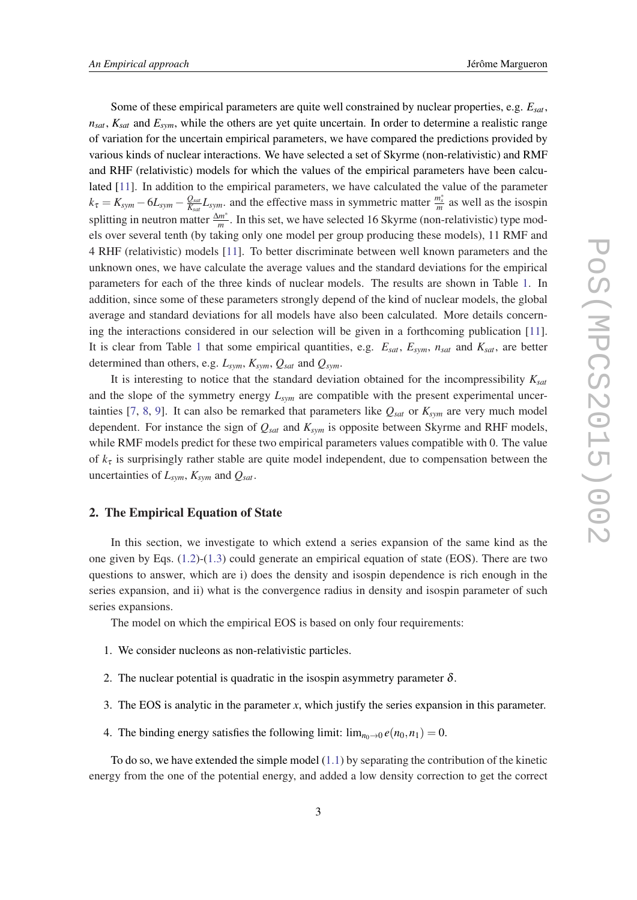Some of these empirical parameters are quite well constrained by nuclear properties, e.g. $E_{sat}$, $n_{sat}$, $K_{sat}$ and $E_{sym}$, while the others are yet quite uncertain. In order to determine a realistic range of variation for the uncertain empirical parameters, we have compared the predictions provided by various kinds of nuclear interactions. We have selected a set of Skyrme (non-relativistic) and RMF and RHF (relativistic) models for which the values of the empirical parameters have been calculated [11]. In addition to the empirical parameters, we have calculated the value of the parameter $k_\tau = K_{sym} - 6L_{sym} - \frac{Q_{sat}}{K_{sat}} L_{sym}$. and the effective mass in symmetric matter $\frac{m_s^*}{m}$ as well as the isospin splitting in neutron matter $\frac{\Delta m^*}{m}$. In this set, we have selected 16 Skyrme (non-relativistic) type models over several tenth (by taking only one model per group producing these models), 11 RMF and 4 RHF (relativistic) models [11]. To better discriminate between well known parameters and the unknown ones, we have calculate the average values and the standard deviations for the empirical parameters for each of the three kinds of nuclear models. The results are shown in Table 1. In addition, since some of these parameters strongly depend of the kind of nuclear models, the global average and standard deviations for all models have also been calculated. More details concerning the interactions considered in our selection will be given in a forthcoming publication [11]. It is clear from Table 1 that some empirical quantities, e.g. $E_{sat}$, $E_{sym}$, $n_{sat}$ and $K_{sat}$, are better determined than others, e.g. $L_{sym}$, $K_{sym}$, $Q_{sat}$ and $Q_{sym}$.

It is interesting to notice that the standard deviation obtained for the incompressibility $K_{sat}$ and the slope of the symmetry energy $L_{sym}$ are compatible with the present experimental uncertainties [7, 8, 9]. It can also be remarked that parameters like $Q_{sat}$ or $K_{sym}$ are very much model dependent. For instance the sign of $Q_{sat}$ and $K_{sym}$ is opposite between Skyrme and RHF models, while RMF models predict for these two empirical parameters values compatible with 0. The value of $k_\tau$ is surprisingly rather stable are quite model independent, due to compensation between the uncertainties of $L_{sym}$, $K_{sym}$ and $Q_{sat}$.

## 2. The Empirical Equation of State

In this section, we investigate to which extend a series expansion of the same kind as the one given by Eqs. (1.2)-(1.3) could generate an empirical equation of state (EOS). There are two questions to answer, which are i) does the density and isospin dependence is rich enough in the series expansion, and ii) what is the convergence radius in density and isospin parameter of such series expansions.

The model on which the empirical EOS is based on only four requirements:

1. We consider nucleons as non-relativistic particles.
2. The nuclear potential is quadratic in the isospin asymmetry parameter $\delta$.
3. The EOS is analytic in the parameter $x$, which justify the series expansion in this parameter.
4. The binding energy satisfies the following limit: $\lim_{n_0 \to 0} e(n_0, n_1) = 0$.

To do so, we have extended the simple model (1.1) by separating the contribution of the kinetic energy from the one of the potential energy, and added a low density correction to get the correct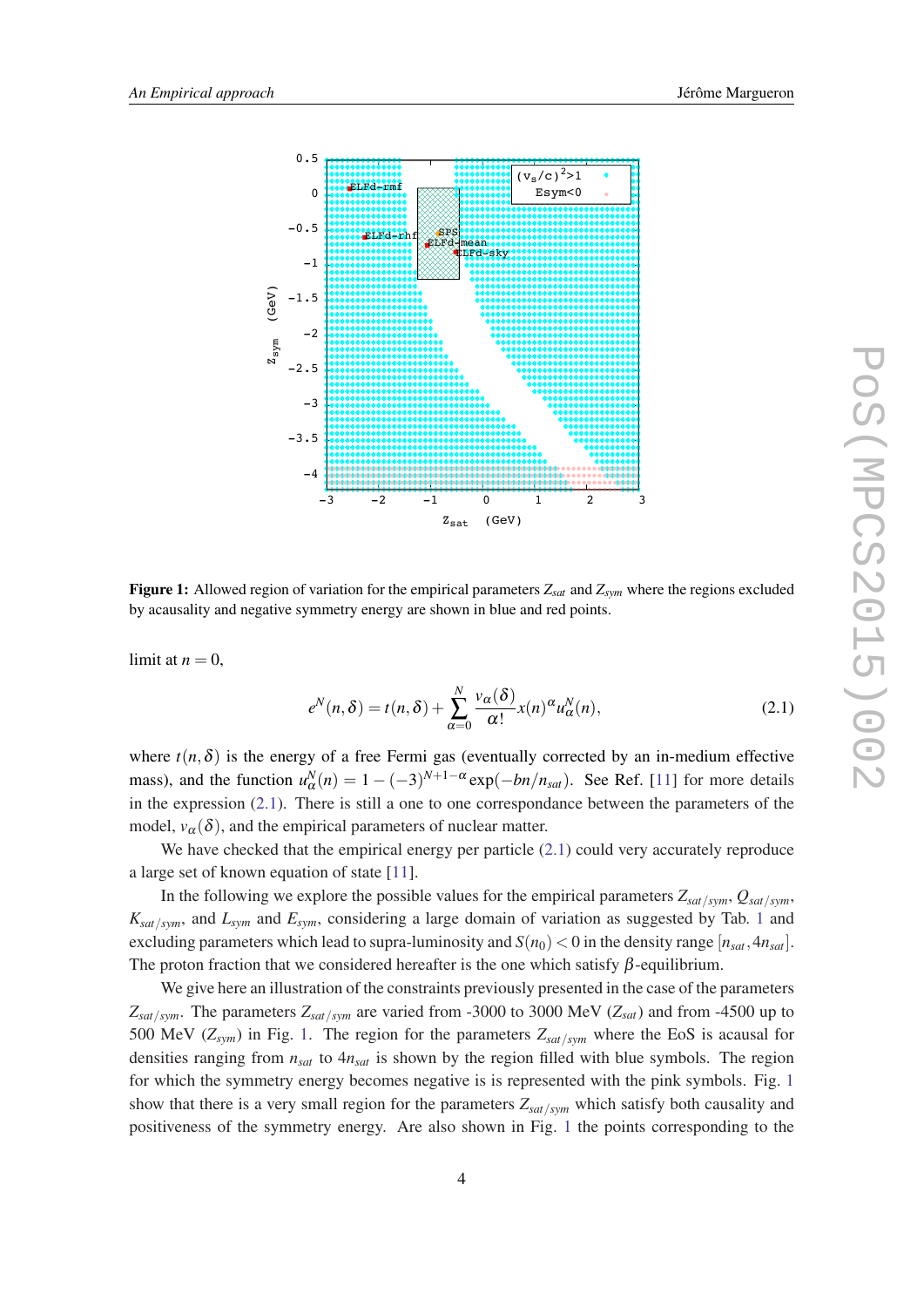**Figure 1:** Allowed region of variation for the empirical parameters $Z_{sat}$ and $Z_{sym}$ where the regions excluded by acausality and negative symmetry energy are shown in blue and red points.

limit at $n = 0$,

$$e^N(n,\delta) = t(n,\delta) + \sum_{\alpha=0}^{N} \frac{v_\alpha(\delta)}{\alpha!} x(n)^\alpha u_\alpha^N(n), \tag{2.1}$$

where $t(n,\delta)$ is the energy of a free Fermi gas (eventually corrected by an in-medium effective mass), and the function $u_\alpha^N(n) = 1 - (-3)^{N+1-\alpha} \exp(-bn/n_{sat})$. See Ref. [11] for more details in the expression (2.1). There is still a one to one correspondance between the parameters of the model, $v_\alpha(\delta)$, and the empirical parameters of nuclear matter.

We have checked that the empirical energy per particle (2.1) could very accurately reproduce a large set of known equation of state [11].

In the following we explore the possible values for the empirical parameters $Z_{sat/sym}$, $Q_{sat/sym}$, $K_{sat/sym}$, and $L_{sym}$ and $E_{sym}$, considering a large domain of variation as suggested by Tab. 1 and excluding parameters which lead to supra-luminosity and $S(n_0) < 0$ in the density range $[n_{sat}, 4n_{sat}]$. The proton fraction that we considered hereafter is the one which satisfy $\beta$-equilibrium.

We give here an illustration of the constraints previously presented in the case of the parameters $Z_{sat/sym}$. The parameters $Z_{sat/sym}$ are varied from -3000 to 3000 MeV ($Z_{sat}$) and from -4500 up to 500 MeV ($Z_{sym}$) in Fig. 1. The region for the parameters $Z_{sat/sym}$ where the EoS is acausal for densities ranging from $n_{sat}$ to $4n_{sat}$ is shown by the region filled with blue symbols. The region for which the symmetry energy becomes negative is is represented with the pink symbols. Fig. 1 show that there is a very small region for the parameters $Z_{sat/sym}$ which satisfy both causality and positiveness of the symmetry energy. Are also shown in Fig. 1 the points corresponding to the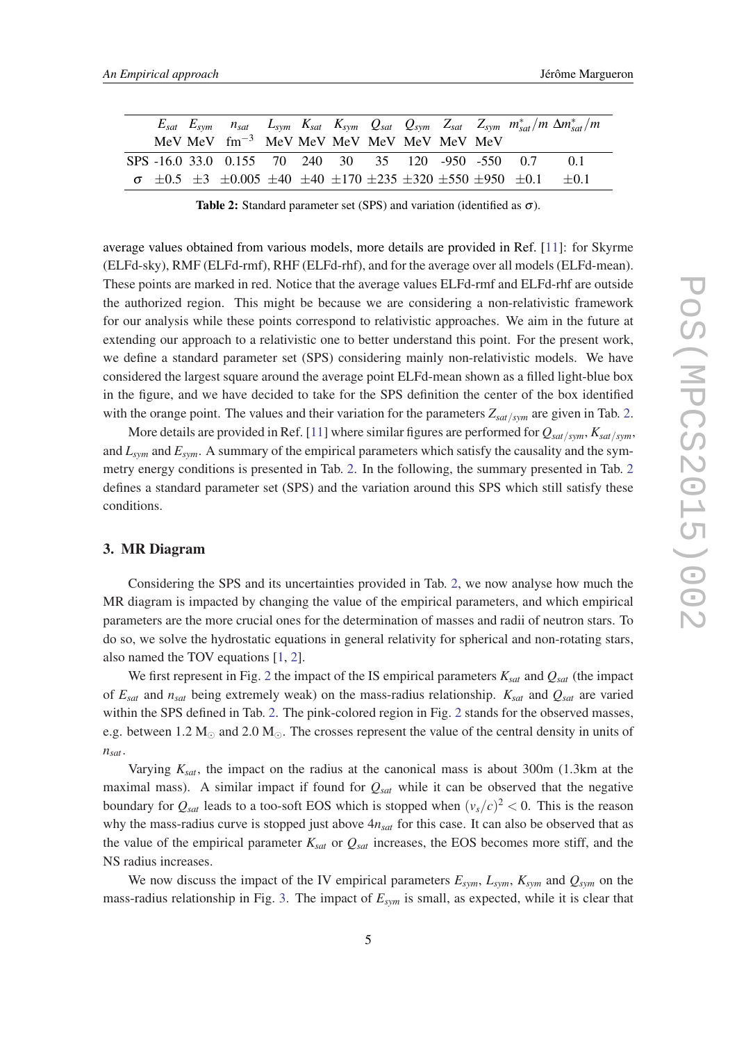| | $E_{sat}$ | $E_{sym}$ | $n_{sat}$ | $L_{sym}$ | $K_{sat}$ | $K_{sym}$ | $Q_{sat}$ | $Q_{sym}$ | $Z_{sat}$ | $Z_{sym}$ | $m^*_{sat}/m$ | $\Delta m^*_{sat}/m$ |
|---|---|---|---|---|---|---|---|---|---|---|---|---|
| | MeV | MeV | fm$^{-3}$ | MeV | MeV | MeV | MeV | MeV | MeV | MeV | | |
| SPS | -16.0 | 33.0 | 0.155 | 70 | 240 | 30 | 35 | 120 | -950 | -550 | 0.7 | 0.1 |
| $\sigma$ | $\pm$0.5 | $\pm$3 | $\pm$0.005 | $\pm$40 | $\pm$40 | $\pm$170 | $\pm$235 | $\pm$320 | $\pm$550 | $\pm$950 | $\pm$0.1 | $\pm$0.1 |

**Table 2:** Standard parameter set (SPS) and variation (identified as $\sigma$).

average values obtained from various models, more details are provided in Ref. [11]: for Skyrme (ELFd-sky), RMF (ELFd-rmf), RHF (ELFd-rhf), and for the average over all models (ELFd-mean). These points are marked in red. Notice that the average values ELFd-rmf and ELFd-rhf are outside the authorized region. This might be because we are considering a non-relativistic framework for our analysis while these points correspond to relativistic approaches. We aim in the future at extending our approach to a relativistic one to better understand this point. For the present work, we define a standard parameter set (SPS) considering mainly non-relativistic models. We have considered the largest square around the average point ELFd-mean shown as a filled light-blue box in the figure, and we have decided to take for the SPS definition the center of the box identified with the orange point. The values and their variation for the parameters $Z_{sat/sym}$ are given in Tab. 2.

More details are provided in Ref. [11] where similar figures are performed for $Q_{sat/sym}$, $K_{sat/sym}$, and $L_{sym}$ and $E_{sym}$. A summary of the empirical parameters which satisfy the causality and the symmetry energy conditions is presented in Tab. 2. In the following, the summary presented in Tab. 2 defines a standard parameter set (SPS) and the variation around this SPS which still satisfy these conditions.

## 3. MR Diagram

Considering the SPS and its uncertainties provided in Tab. 2, we now analyse how much the MR diagram is impacted by changing the value of the empirical parameters, and which empirical parameters are the more crucial ones for the determination of masses and radii of neutron stars. To do so, we solve the hydrostatic equations in general relativity for spherical and non-rotating stars, also named the TOV equations [1, 2].

We first represent in Fig. 2 the impact of the IS empirical parameters $K_{sat}$ and $Q_{sat}$ (the impact of $E_{sat}$ and $n_{sat}$ being extremely weak) on the mass-radius relationship. $K_{sat}$ and $Q_{sat}$ are varied within the SPS defined in Tab. 2. The pink-colored region in Fig. 2 stands for the observed masses, e.g. between 1.2 $M_{\odot}$ and 2.0 $M_{\odot}$. The crosses represent the value of the central density in units of $n_{sat}$.

Varying $K_{sat}$, the impact on the radius at the canonical mass is about 300m (1.3km at the maximal mass). A similar impact if found for $Q_{sat}$ while it can be observed that the negative boundary for $Q_{sat}$ leads to a too-soft EOS which is stopped when $(v_s/c)^2 < 0$. This is the reason why the mass-radius curve is stopped just above $4n_{sat}$ for this case. It can also be observed that as the value of the empirical parameter $K_{sat}$ or $Q_{sat}$ increases, the EOS becomes more stiff, and the NS radius increases.

We now discuss the impact of the IV empirical parameters $E_{sym}$, $L_{sym}$, $K_{sym}$ and $Q_{sym}$ on the mass-radius relationship in Fig. 3. The impact of $E_{sym}$ is small, as expected, while it is clear that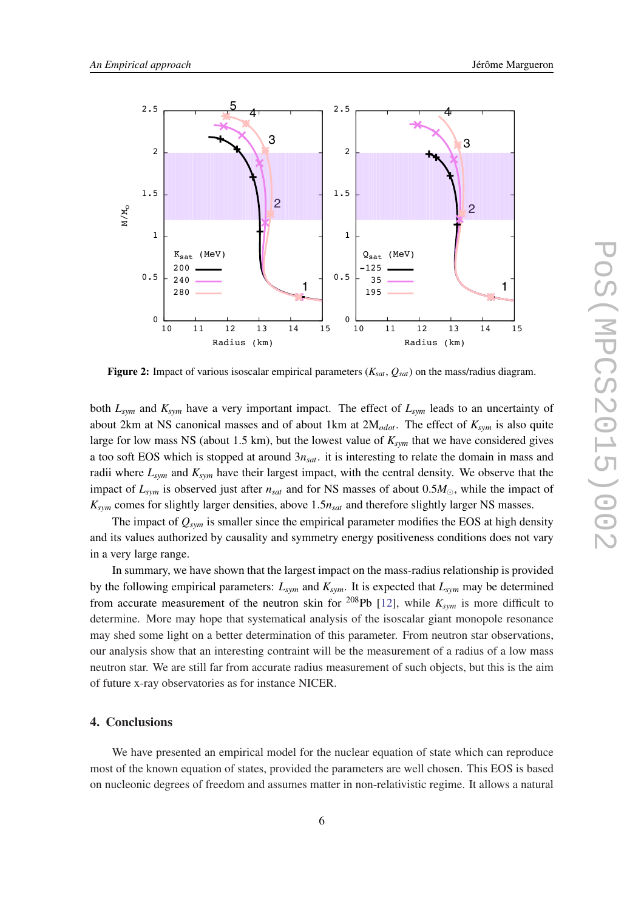**Figure 2:** Impact of various isoscalar empirical parameters ($K_{sat}$, $Q_{sat}$) on the mass/radius diagram.

both $L_{sym}$ and $K_{sym}$ have a very important impact. The effect of $L_{sym}$ leads to an uncertainty of about 2km at NS canonical masses and of about 1km at 2M$_{odot}$. The effect of $K_{sym}$ is also quite large for low mass NS (about 1.5 km), but the lowest value of $K_{sym}$ that we have considered gives a too soft EOS which is stopped at around $3n_{sat}$. it is interesting to relate the domain in mass and radii where $L_{sym}$ and $K_{sym}$ have their largest impact, with the central density. We observe that the impact of $L_{sym}$ is observed just after $n_{sat}$ and for NS masses of about $0.5M_\odot$, while the impact of $K_{sym}$ comes for slightly larger densities, above $1.5n_{sat}$ and therefore slightly larger NS masses.

The impact of $Q_{sym}$ is smaller since the empirical parameter modifies the EOS at high density and its values authorized by causality and symmetry energy positiveness conditions does not vary in a very large range.

In summary, we have shown that the largest impact on the mass-radius relationship is provided by the following empirical parameters: $L_{sym}$ and $K_{sym}$. It is expected that $L_{sym}$ may be determined from accurate measurement of the neutron skin for $^{208}$Pb [12], while $K_{sym}$ is more difficult to determine. More may hope that systematical analysis of the isoscalar giant monopole resonance may shed some light on a better determination of this parameter. From neutron star observations, our analysis show that an interesting contraint will be the measurement of a radius of a low mass neutron star. We are still far from accurate radius measurement of such objects, but this is the aim of future x-ray observatories as for instance NICER.

## 4. Conclusions

We have presented an empirical model for the nuclear equation of state which can reproduce most of the known equation of states, provided the parameters are well chosen. This EOS is based on nucleonic degrees of freedom and assumes matter in non-relativistic regime. It allows a natural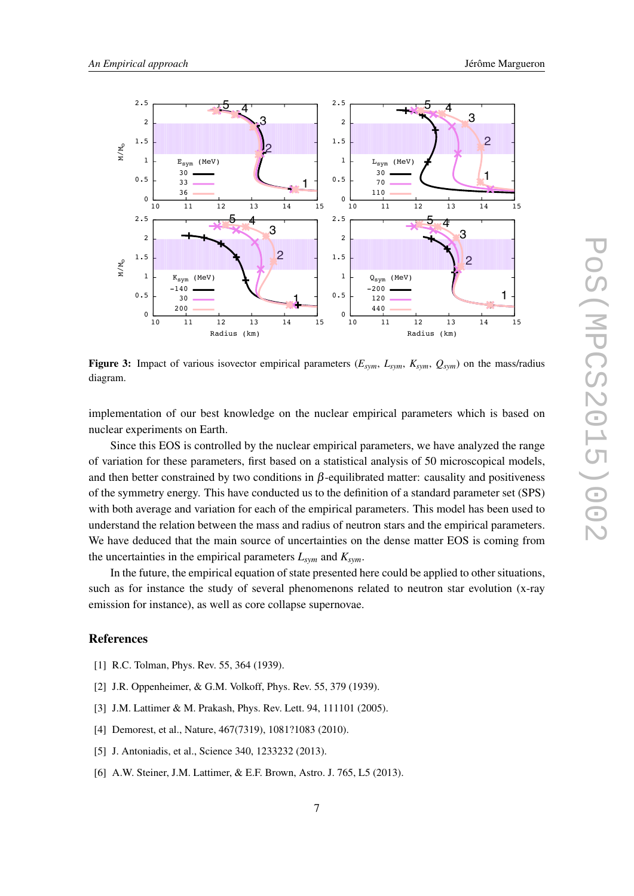**Figure 3:** Impact of various isovector empirical parameters ($E_{sym}$, $L_{sym}$, $K_{sym}$, $Q_{sym}$) on the mass/radius diagram.

implementation of our best knowledge on the nuclear empirical parameters which is based on nuclear experiments on Earth.

Since this EOS is controlled by the nuclear empirical parameters, we have analyzed the range of variation for these parameters, first based on a statistical analysis of 50 microscopical models, and then better constrained by two conditions in $\beta$-equilibrated matter: causality and positiveness of the symmetry energy. This have conducted us to the definition of a standard parameter set (SPS) with both average and variation for each of the empirical parameters. This model has been used to understand the relation between the mass and radius of neutron stars and the empirical parameters. We have deduced that the main source of uncertainties on the dense matter EOS is coming from the uncertainties in the empirical parameters $L_{sym}$ and $K_{sym}$.

In the future, the empirical equation of state presented here could be applied to other situations, such as for instance the study of several phenomenons related to neutron star evolution (x-ray emission for instance), as well as core collapse supernovae.

## References

[1] R.C. Tolman, Phys. Rev. 55, 364 (1939).

[2] J.R. Oppenheimer, & G.M. Volkoff, Phys. Rev. 55, 379 (1939).

[3] J.M. Lattimer & M. Prakash, Phys. Rev. Lett. 94, 111101 (2005).

[4] Demorest, et al., Nature, 467(7319), 1081?1083 (2010).

[5] J. Antoniadis, et al., Science 340, 1233232 (2013).

[6] A.W. Steiner, J.M. Lattimer, & E.F. Brown, Astro. J. 765, L5 (2013).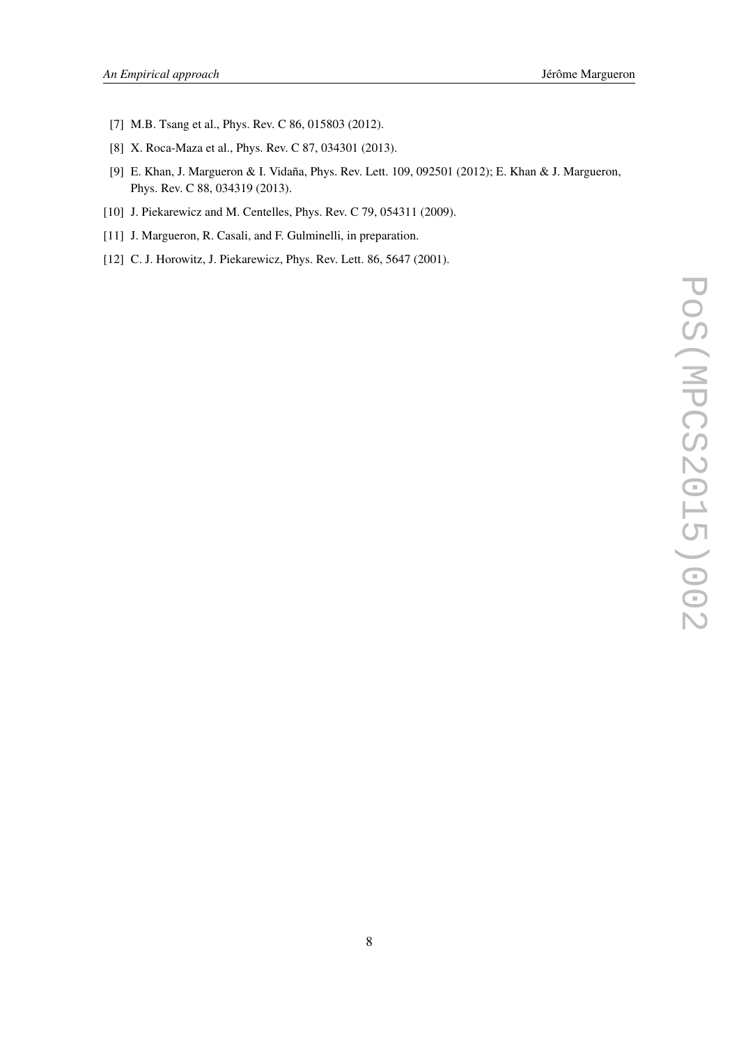[7] M.B. Tsang et al., Phys. Rev. C 86, 015803 (2012).

[8] X. Roca-Maza et al., Phys. Rev. C 87, 034301 (2013).

[9] E. Khan, J. Margueron & I. Vidaña, Phys. Rev. Lett. 109, 092501 (2012); E. Khan & J. Margueron, Phys. Rev. C 88, 034319 (2013).

[10] J. Piekarewicz and M. Centelles, Phys. Rev. C 79, 054311 (2009).

[11] J. Margueron, R. Casali, and F. Gulminelli, in preparation.

[12] C. J. Horowitz, J. Piekarewicz, Phys. Rev. Lett. 86, 5647 (2001).